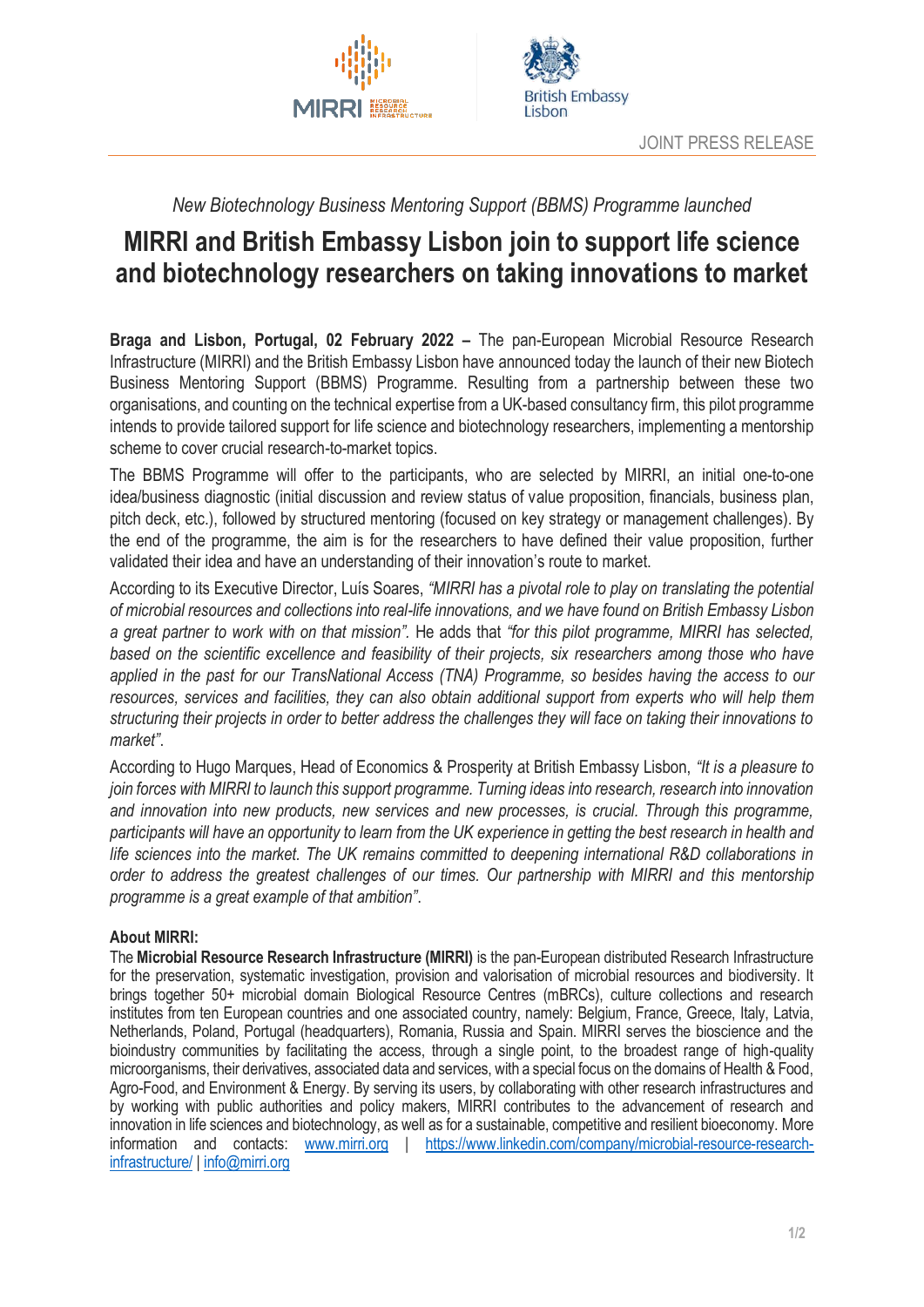JOINT PRESS RELEASE

*New Biotechnology Business Mentoring Support (BBMS) Programme launched*

# MIRRI and British Embassy Lisbon join to support life science and biotechnology researchers on taking innovations to market

**Braga and Lisbon, Portugal, 02 February 2022 –** The pan-European Microbial Resource Research Infrastructure (MIRRI) and the British Embassy Lisbon have announced today the launch of their new Biotech Business Mentoring Support (BBMS) Programme. Resulting from a partnership between these two organisations, and counting on the technical expertise from a UK-based consultancy firm, this pilot programme intends to provide tailored support for life science and biotechnology researchers, implementing a mentorship scheme to cover crucial research-to-market topics.

The BBMS Programme will offer to the participants, who are selected by MIRRI, an initial one-to-one idea/business diagnostic (initial discussion and review status of value proposition, financials, business plan, pitch deck, etc.), followed by structured mentoring (focused on key strategy or management challenges). By the end of the programme, the aim is for the researchers to have defined their value proposition, further validated their idea and have an understanding of their innovation's route to market.

According to its Executive Director, Luís Soares, *"MIRRI has a pivotal role to play on translating the potential of microbial resources and collections into real-life innovations, and we have found on British Embassy Lisbon a great partner to work with on that mission"*. He adds that *"for this pilot programme, MIRRI has selected, based on the scientific excellence and feasibility of their projects, six researchers among those who have applied in the past for our TransNational Access (TNA) Programme, so besides having the access to our resources, services and facilities, they can also obtain additional support from experts who will help them structuring their projects in order to better address the challenges they will face on taking their innovations to market"*.

According to Hugo Marques, Head of Economics & Prosperity at British Embassy Lisbon, *"It is a pleasure to join forces with MIRRI to launch this support programme. Turning ideas into research, research into innovation and innovation into new products, new services and new processes, is crucial. Through this programme, participants will have an opportunity to learn from the UK experience in getting the best research in health and life sciences into the market. The UK remains committed to deepening international R&D collaborations in order to address the greatest challenges of our times. Our partnership with MIRRI and this mentorship programme is a great example of that ambition"*.

**About MIRRI:**

The **Microbial Resource Research Infrastructure (MIRRI)** is the pan-European distributed Research Infrastructure for the preservation, systematic investigation, provision and valorisation of microbial resources and biodiversity. It brings together 50+ microbial domain Biological Resource Centres (mBRCs), culture collections and research institutes from ten European countries and one associated country, namely: Belgium, France, Greece, Italy, Latvia, Netherlands, Poland, Portugal (headquarters), Romania, Russia and Spain. MIRRI serves the bioscience and the bioindustry communities by facilitating the access, through a single point, to the broadest range of high-quality microorganisms, their derivatives, associated data and services, with a special focus on the domains of Health & Food, Agro-Food, and Environment & Energy. By serving its users, by collaborating with other research infrastructures and by working with public authorities and policy makers, MIRRI contributes to the advancement of research and innovation in life sciences and biotechnology, as well as for a sustainable, competitive and resilient bioeconomy. More information and contacts: www.mirri.org | https://www.linkedin.com/company/microbial-resource-research-infrastructure/ | info@mirri.org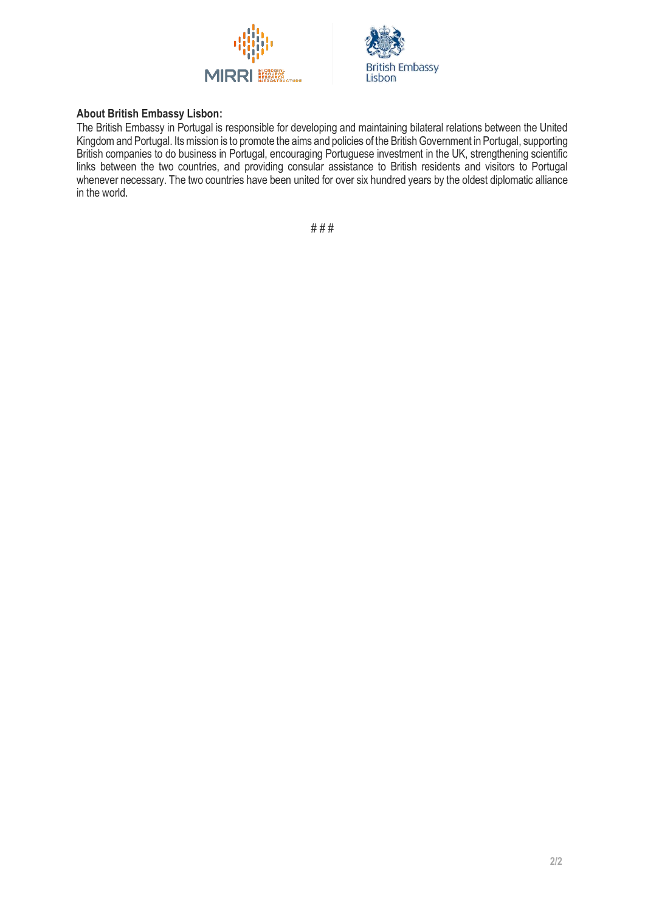**About British Embassy Lisbon:**

The British Embassy in Portugal is responsible for developing and maintaining bilateral relations between the United Kingdom and Portugal. Its mission is to promote the aims and policies of the British Government in Portugal, supporting British companies to do business in Portugal, encouraging Portuguese investment in the UK, strengthening scientific links between the two countries, and providing consular assistance to British residents and visitors to Portugal whenever necessary. The two countries have been united for over six hundred years by the oldest diplomatic alliance in the world.

# # #